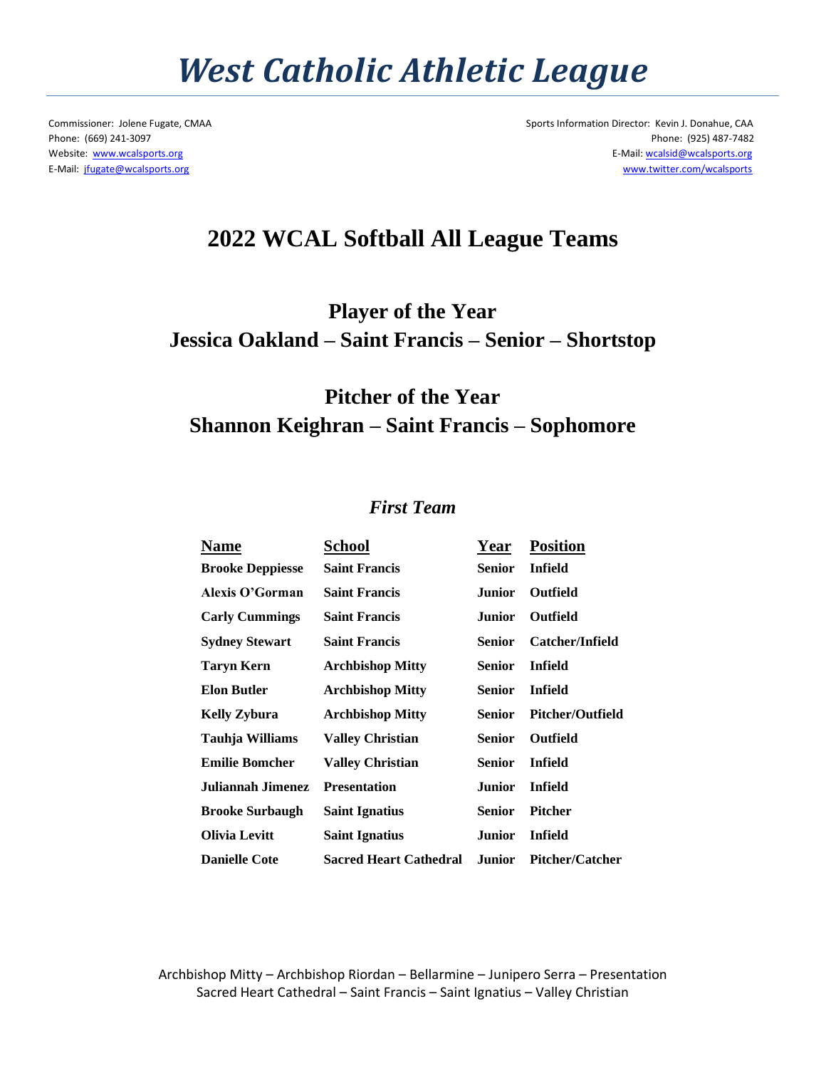# West Catholic Athletic League

Commissioner: Jolene Fugate, CMAA
Phone: (669) 241-3097
Website: www.wcalsports.org
E-Mail: jfugate@wcalsports.org

Sports Information Director: Kevin J. Donahue, CAA
Phone: (925) 487-7482
E-Mail: wcalsid@wcalsports.org
www.twitter.com/wcalsports

## 2022 WCAL Softball All League Teams

### Player of the Year
### Jessica Oakland – Saint Francis – Senior – Shortstop

### Pitcher of the Year
### Shannon Keighran – Saint Francis – Sophomore

### *First Team*

| Name | School | Year | Position |
|---|---|---|---|
| **Brooke Deppiesse** | **Saint Francis** | **Senior** | **Infield** |
| **Alexis O'Gorman** | **Saint Francis** | **Junior** | **Outfield** |
| **Carly Cummings** | **Saint Francis** | **Junior** | **Outfield** |
| **Sydney Stewart** | **Saint Francis** | **Senior** | **Catcher/Infield** |
| **Taryn Kern** | **Archbishop Mitty** | **Senior** | **Infield** |
| **Elon Butler** | **Archbishop Mitty** | **Senior** | **Infield** |
| **Kelly Zybura** | **Archbishop Mitty** | **Senior** | **Pitcher/Outfield** |
| **Tauhja Williams** | **Valley Christian** | **Senior** | **Outfield** |
| **Emilie Bomcher** | **Valley Christian** | **Senior** | **Infield** |
| **Juliannah Jimenez** | **Presentation** | **Junior** | **Infield** |
| **Brooke Surbaugh** | **Saint Ignatius** | **Senior** | **Pitcher** |
| **Olivia Levitt** | **Saint Ignatius** | **Junior** | **Infield** |
| **Danielle Cote** | **Sacred Heart Cathedral** | **Junior** | **Pitcher/Catcher** |

Archbishop Mitty – Archbishop Riordan – Bellarmine – Junipero Serra – Presentation
Sacred Heart Cathedral – Saint Francis – Saint Ignatius – Valley Christian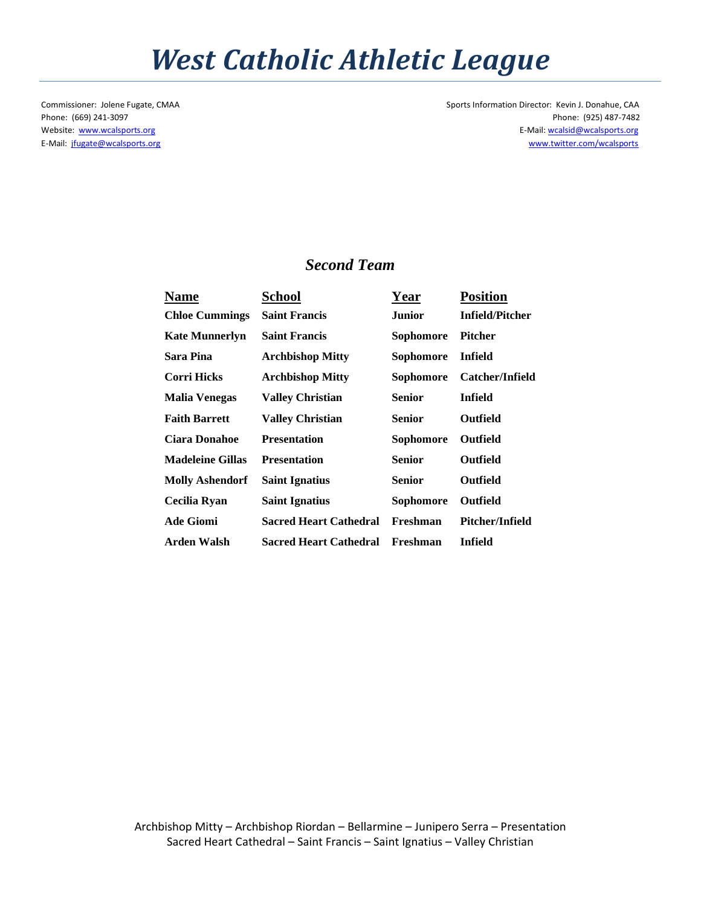# West Catholic Athletic League

Commissioner: Jolene Fugate, CMAA
Phone: (669) 241-3097
Website: www.wcalsports.org
E-Mail: jfugate@wcalsports.org

Sports Information Director: Kevin J. Donahue, CAA
Phone: (925) 487-7482
E-Mail: wcalsid@wcalsports.org
www.twitter.com/wcalsports

## *Second Team*

| Name | School | Year | Position |
|---|---|---|---|
| **Chloe Cummings** | **Saint Francis** | **Junior** | **Infield/Pitcher** |
| **Kate Munnerlyn** | **Saint Francis** | **Sophomore** | **Pitcher** |
| **Sara Pina** | **Archbishop Mitty** | **Sophomore** | **Infield** |
| **Corri Hicks** | **Archbishop Mitty** | **Sophomore** | **Catcher/Infield** |
| **Malia Venegas** | **Valley Christian** | **Senior** | **Infield** |
| **Faith Barrett** | **Valley Christian** | **Senior** | **Outfield** |
| **Ciara Donahoe** | **Presentation** | **Sophomore** | **Outfield** |
| **Madeleine Gillas** | **Presentation** | **Senior** | **Outfield** |
| **Molly Ashendorf** | **Saint Ignatius** | **Senior** | **Outfield** |
| **Cecilia Ryan** | **Saint Ignatius** | **Sophomore** | **Outfield** |
| **Ade Giomi** | **Sacred Heart Cathedral** | **Freshman** | **Pitcher/Infield** |
| **Arden Walsh** | **Sacred Heart Cathedral** | **Freshman** | **Infield** |

Archbishop Mitty – Archbishop Riordan – Bellarmine – Junipero Serra – Presentation
Sacred Heart Cathedral – Saint Francis – Saint Ignatius – Valley Christian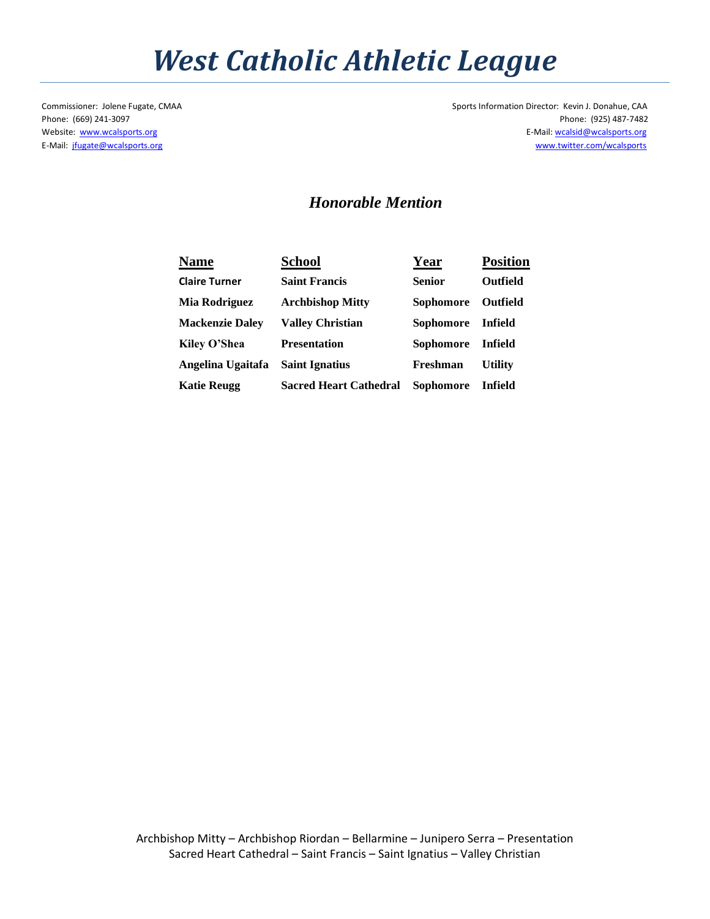# West Catholic Athletic League

Commissioner: Jolene Fugate, CMAA
Phone: (669) 241-3097
Website: www.wcalsports.org
E-Mail: jfugate@wcalsports.org

Sports Information Director: Kevin J. Donahue, CAA
Phone: (925) 487-7482
E-Mail: wcalsid@wcalsports.org
www.twitter.com/wcalsports

## *Honorable Mention*

| Name | School | Year | Position |
|---|---|---|---|
| Claire Turner | Saint Francis | Senior | Outfield |
| Mia Rodriguez | Archbishop Mitty | Sophomore | Outfield |
| Mackenzie Daley | Valley Christian | Sophomore | Infield |
| Kiley O'Shea | Presentation | Sophomore | Infield |
| Angelina Ugaitafa | Saint Ignatius | Freshman | Utility |
| Katie Reugg | Sacred Heart Cathedral | Sophomore | Infield |

Archbishop Mitty – Archbishop Riordan – Bellarmine – Junipero Serra – Presentation
Sacred Heart Cathedral – Saint Francis – Saint Ignatius – Valley Christian